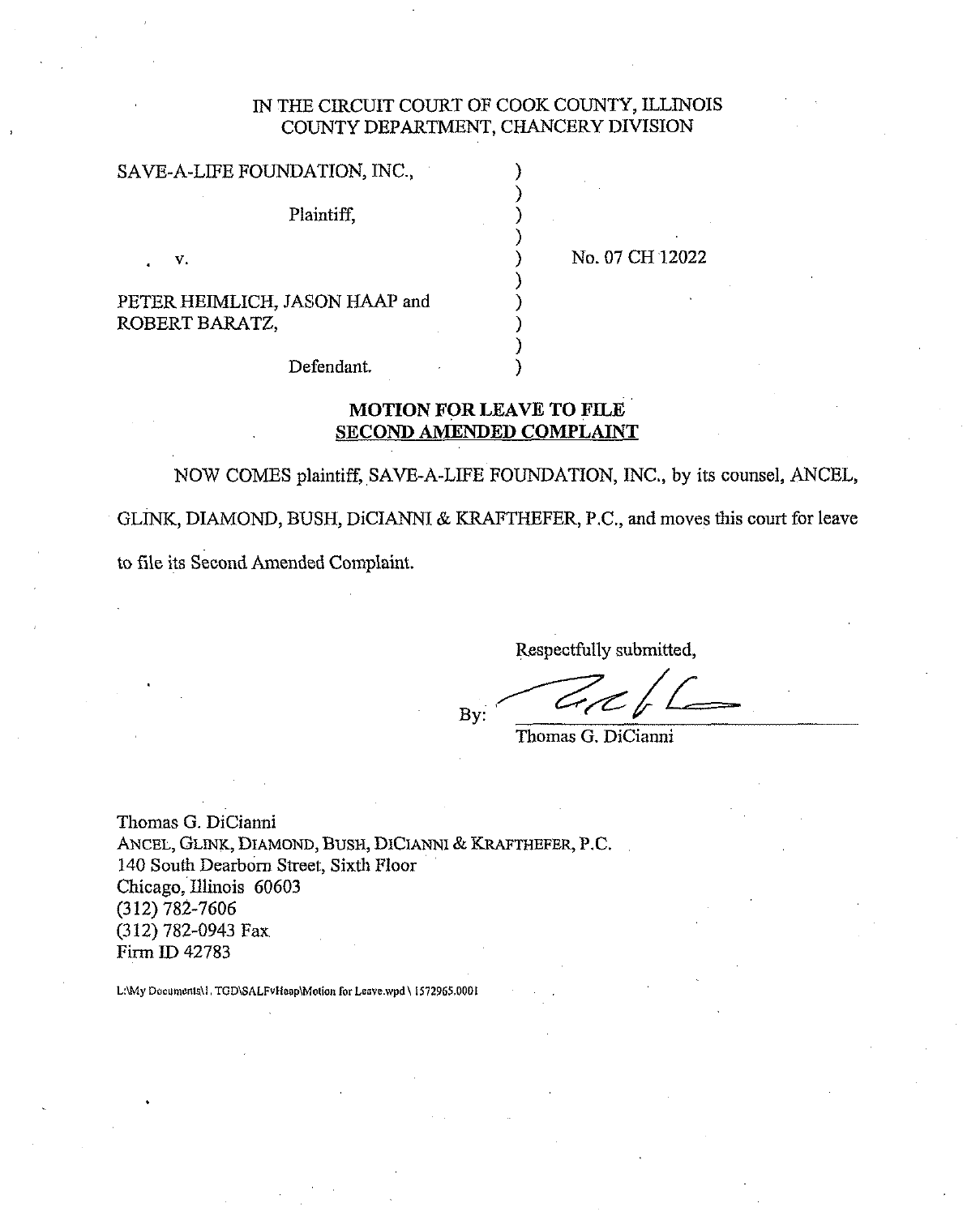IN THE CIRCUIT COURT OF COOK COUNTY, ILLINOIS
COUNTY DEPARTMENT, CHANCERY DIVISION

| | | |
|---|---|---|
| SAVE-A-LIFE FOUNDATION, INC., | ) | |
| Plaintiff, | ) | |
| v. | ) | No. 07 CH 12022 |
| PETER HEIMLICH, JASON HAAP and ROBERT BARATZ, | ) | |
| Defendant. | ) | |

**MOTION FOR LEAVE TO FILE**
**SECOND AMENDED COMPLAINT**

NOW COMES plaintiff, SAVE-A-LIFE FOUNDATION, INC., by its counsel, ANCEL, GLINK, DIAMOND, BUSH, DiCIANNI & KRAFTHEFER, P.C., and moves this court for leave to file its Second Amended Complaint.

Respectfully submitted,

By: ______________________
Thomas G. DiCianni

Thomas G. DiCianni
ANCEL, GLINK, DIAMOND, BUSH, DICIANNI & KRAFTHEFER, P.C.
140 South Dearborn Street, Sixth Floor
Chicago, Illinois 60603
(312) 782-7606
(312) 782-0943 Fax
Firm ID 42783

L:\My Documents\1. TGD\SALFvHaap\Motion for Leave.wpd \ 1572965.0001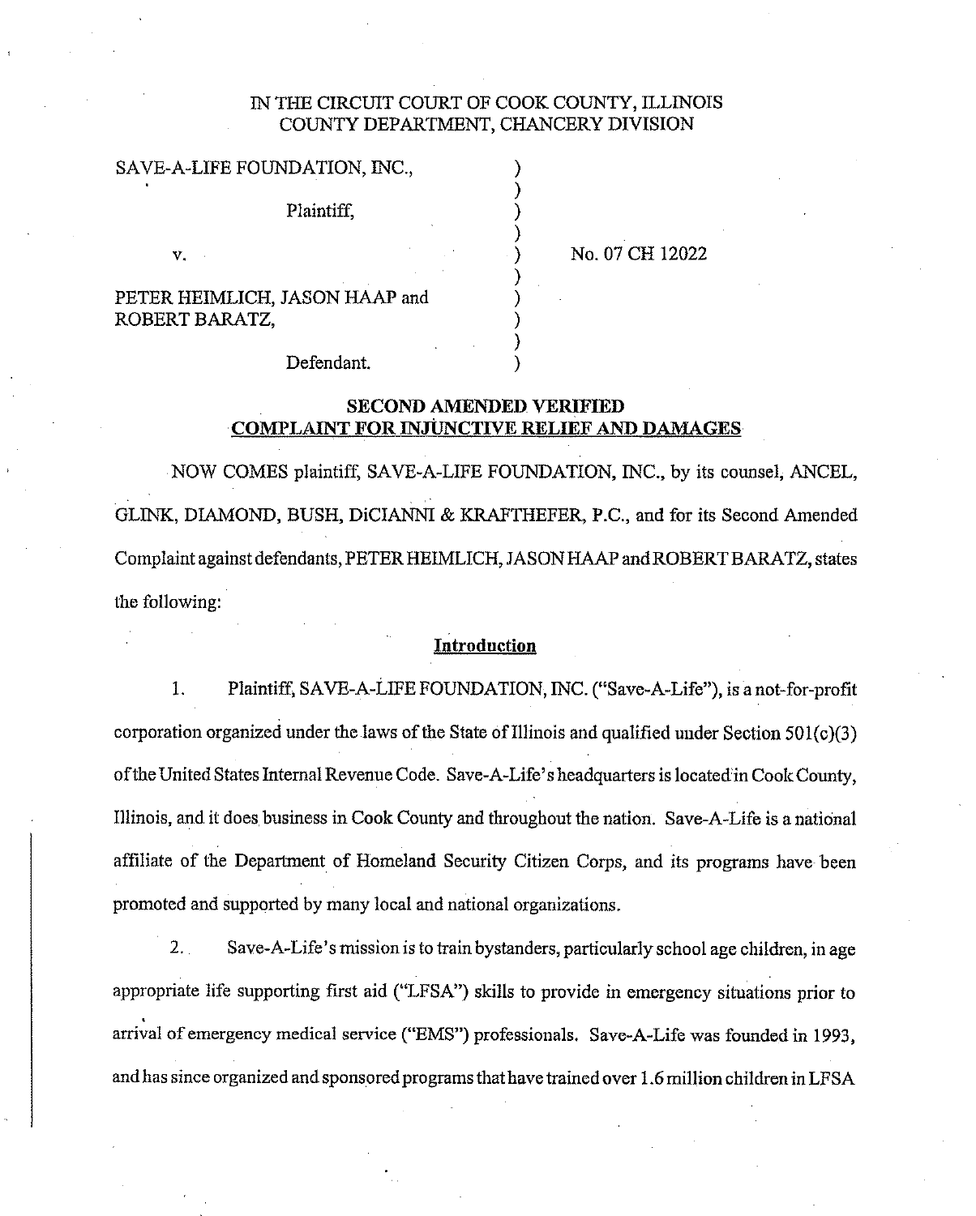IN THE CIRCUIT COURT OF COOK COUNTY, ILLINOIS
COUNTY DEPARTMENT, CHANCERY DIVISION

SAVE-A-LIFE FOUNDATION, INC.,

Plaintiff,

v.

PETER HEIMLICH, JASON HAAP and ROBERT BARATZ,

Defendant.

No. 07 CH 12022

## SECOND AMENDED VERIFIED COMPLAINT FOR INJUNCTIVE RELIEF AND DAMAGES

NOW COMES plaintiff, SAVE-A-LIFE FOUNDATION, INC., by its counsel, ANCEL, GLINK, DIAMOND, BUSH, DiCIANNI & KRAFTHEFER, P.C., and for its Second Amended Complaint against defendants, PETER HEIMLICH, JASON HAAP and ROBERT BARATZ, states the following:

### Introduction

1. Plaintiff, SAVE-A-LIFE FOUNDATION, INC. ("Save-A-Life"), is a not-for-profit corporation organized under the laws of the State of Illinois and qualified under Section 501(c)(3) of the United States Internal Revenue Code. Save-A-Life's headquarters is located in Cook County, Illinois, and it does business in Cook County and throughout the nation. Save-A-Life is a national affiliate of the Department of Homeland Security Citizen Corps, and its programs have been promoted and supported by many local and national organizations.

2. Save-A-Life's mission is to train bystanders, particularly school age children, in age appropriate life supporting first aid ("LFSA") skills to provide in emergency situations prior to arrival of emergency medical service ("EMS") professionals. Save-A-Life was founded in 1993, and has since organized and sponsored programs that have trained over 1.6 million children in LFSA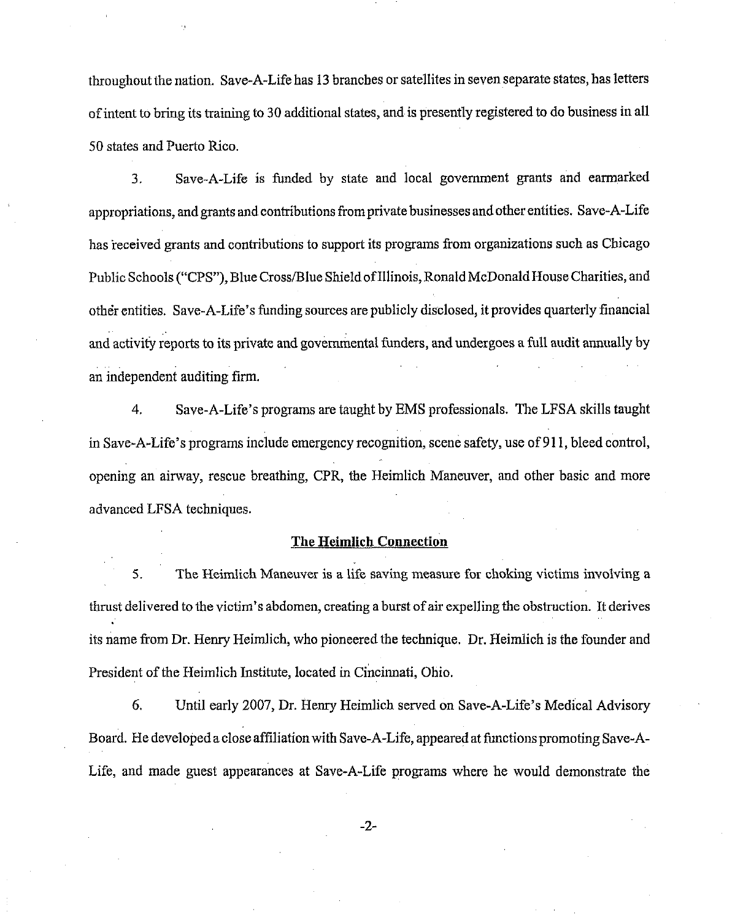throughout the nation. Save-A-Life has 13 branches or satellites in seven separate states, has letters of intent to bring its training to 30 additional states, and is presently registered to do business in all 50 states and Puerto Rico.

3. Save-A-Life is funded by state and local government grants and earmarked appropriations, and grants and contributions from private businesses and other entities. Save-A-Life has received grants and contributions to support its programs from organizations such as Chicago Public Schools ("CPS"), Blue Cross/Blue Shield of Illinois, Ronald McDonald House Charities, and other entities. Save-A-Life's funding sources are publicly disclosed, it provides quarterly financial and activity reports to its private and governmental funders, and undergoes a full audit annually by an independent auditing firm.

4. Save-A-Life's programs are taught by EMS professionals. The LFSA skills taught in Save-A-Life's programs include emergency recognition, scene safety, use of 911, bleed control, opening an airway, rescue breathing, CPR, the Heimlich Maneuver, and other basic and more advanced LFSA techniques.

**The Heimlich Connection**

5. The Heimlich Maneuver is a life saving measure for choking victims involving a thrust delivered to the victim's abdomen, creating a burst of air expelling the obstruction. It derives its name from Dr. Henry Heimlich, who pioneered the technique. Dr. Heimlich is the founder and President of the Heimlich Institute, located in Cincinnati, Ohio.

6. Until early 2007, Dr. Henry Heimlich served on Save-A-Life's Medical Advisory Board. He developed a close affiliation with Save-A-Life, appeared at functions promoting Save-A-Life, and made guest appearances at Save-A-Life programs where he would demonstrate the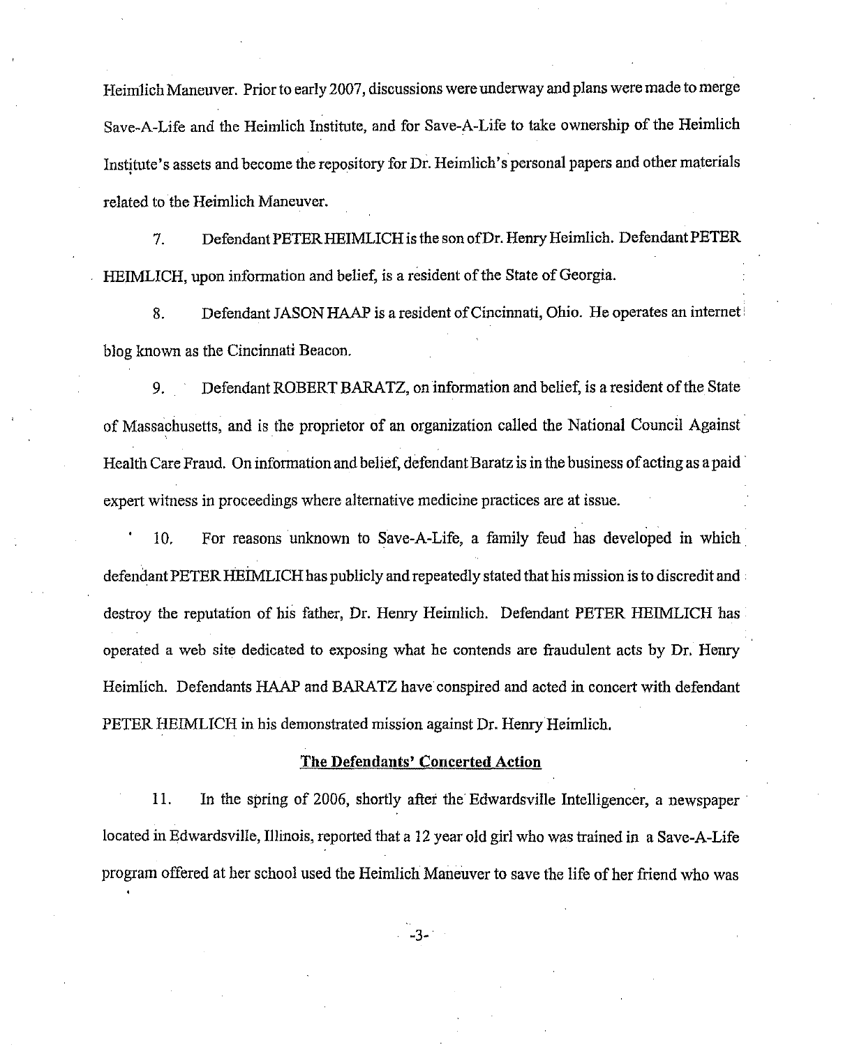Heimlich Maneuver. Prior to early 2007, discussions were underway and plans were made to merge Save-A-Life and the Heimlich Institute, and for Save-A-Life to take ownership of the Heimlich Institute's assets and become the repository for Dr. Heimlich's personal papers and other materials related to the Heimlich Maneuver.

7. Defendant PETER HEIMLICH is the son of Dr. Henry Heimlich. Defendant PETER HEIMLICH, upon information and belief, is a resident of the State of Georgia.

8. Defendant JASON HAAP is a resident of Cincinnati, Ohio. He operates an internet blog known as the Cincinnati Beacon.

9. Defendant ROBERT BARATZ, on information and belief, is a resident of the State of Massachusetts, and is the proprietor of an organization called the National Council Against Health Care Fraud. On information and belief, defendant Baratz is in the business of acting as a paid expert witness in proceedings where alternative medicine practices are at issue.

10. For reasons unknown to Save-A-Life, a family feud has developed in which defendant PETER HEIMLICH has publicly and repeatedly stated that his mission is to discredit and destroy the reputation of his father, Dr. Henry Heimlich. Defendant PETER HEIMLICH has operated a web site dedicated to exposing what he contends are fraudulent acts by Dr. Henry Heimlich. Defendants HAAP and BARATZ have conspired and acted in concert with defendant PETER HEIMLICH in his demonstrated mission against Dr. Henry Heimlich.

## The Defendants' Concerted Action

11. In the spring of 2006, shortly after the Edwardsville Intelligencer, a newspaper located in Edwardsville, Illinois, reported that a 12 year old girl who was trained in a Save-A-Life program offered at her school used the Heimlich Maneuver to save the life of her friend who was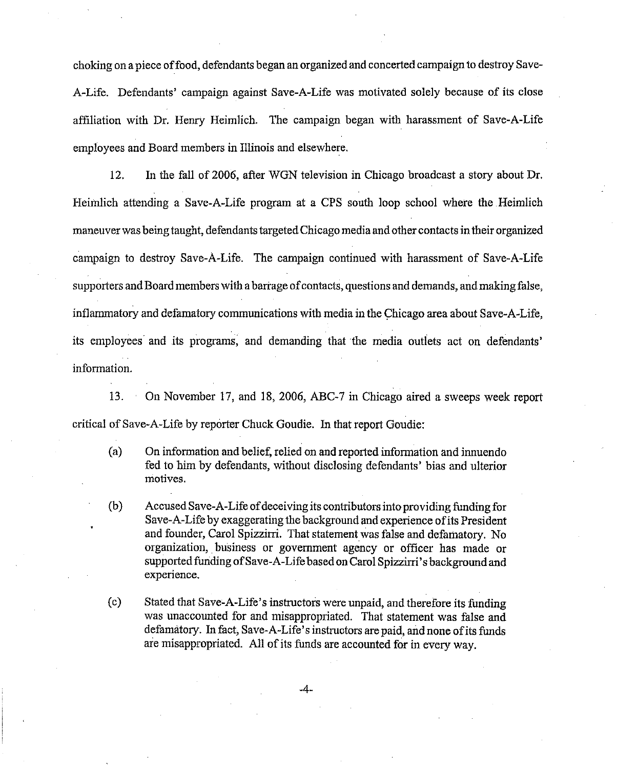choking on a piece of food, defendants began an organized and concerted campaign to destroy Save-A-Life. Defendants' campaign against Save-A-Life was motivated solely because of its close affiliation with Dr. Henry Heimlich. The campaign began with harassment of Save-A-Life employees and Board members in Illinois and elsewhere.

12. In the fall of 2006, after WGN television in Chicago broadcast a story about Dr. Heimlich attending a Save-A-Life program at a CPS south loop school where the Heimlich maneuver was being taught, defendants targeted Chicago media and other contacts in their organized campaign to destroy Save-A-Life. The campaign continued with harassment of Save-A-Life supporters and Board members with a barrage of contacts, questions and demands, and making false, inflammatory and defamatory communications with media in the Chicago area about Save-A-Life, its employees and its programs, and demanding that the media outlets act on defendants' information.

13. On November 17, and 18, 2006, ABC-7 in Chicago aired a sweeps week report critical of Save-A-Life by reporter Chuck Goudie. In that report Goudie:

(a) On information and belief, relied on and reported information and innuendo fed to him by defendants, without disclosing defendants' bias and ulterior motives.

(b) Accused Save-A-Life of deceiving its contributors into providing funding for Save-A-Life by exaggerating the background and experience of its President and founder, Carol Spizzirri. That statement was false and defamatory. No organization, business or government agency or officer has made or supported funding of Save-A-Life based on Carol Spizzirri's background and experience.

(c) Stated that Save-A-Life's instructors were unpaid, and therefore its funding was unaccounted for and misappropriated. That statement was false and defamatory. In fact, Save-A-Life's instructors are paid, and none of its funds are misappropriated. All of its funds are accounted for in every way.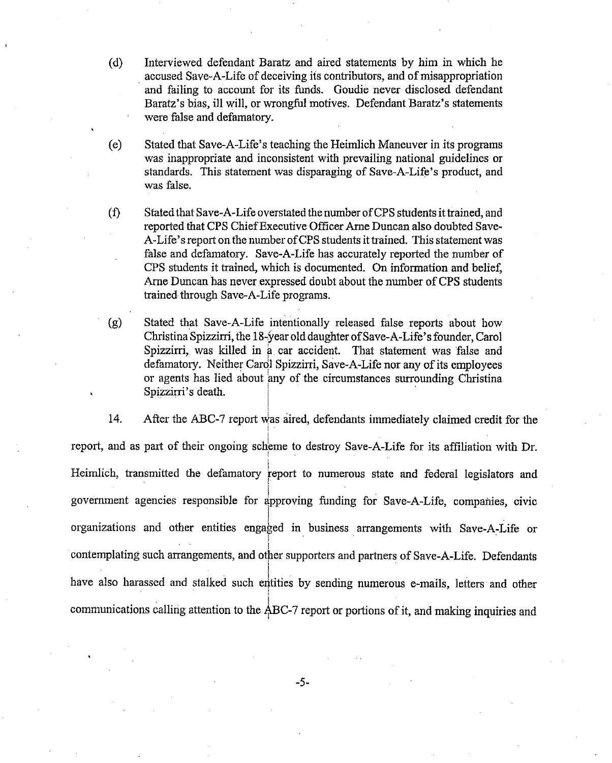(d) Interviewed defendant Baratz and aired statements by him in which he accused Save-A-Life of deceiving its contributors, and of misappropriation and failing to account for its funds. Goudie never disclosed defendant Baratz's bias, ill will, or wrongful motives. Defendant Baratz's statements were false and defamatory.

(e) Stated that Save-A-Life's teaching the Heimlich Maneuver in its programs was inappropriate and inconsistent with prevailing national guidelines or standards. This statement was disparaging of Save-A-Life's product, and was false.

(f) Stated that Save-A-Life overstated the number of CPS students it trained, and reported that CPS Chief Executive Officer Arne Duncan also doubted Save-A-Life's report on the number of CPS students it trained. This statement was false and defamatory. Save-A-Life has accurately reported the number of CPS students it trained, which is documented. On information and belief, Arne Duncan has never expressed doubt about the number of CPS students trained through Save-A-Life programs.

(g) Stated that Save-A-Life intentionally released false reports about how Christina Spizzirri, the 18-year old daughter of Save-A-Life's founder, Carol Spizzirri, was killed in a car accident. That statement was false and defamatory. Neither Carol Spizzirri, Save-A-Life nor any of its employees or agents has lied about any of the circumstances surrounding Christina Spizzirri's death.

14. After the ABC-7 report was aired, defendants immediately claimed credit for the report, and as part of their ongoing scheme to destroy Save-A-Life for its affiliation with Dr. Heimlich, transmitted the defamatory report to numerous state and federal legislators and government agencies responsible for approving funding for Save-A-Life, companies, civic organizations and other entities engaged in business arrangements with Save-A-Life or contemplating such arrangements, and other supporters and partners of Save-A-Life. Defendants have also harassed and stalked such entities by sending numerous e-mails, letters and other communications calling attention to the ABC-7 report or portions of it, and making inquiries and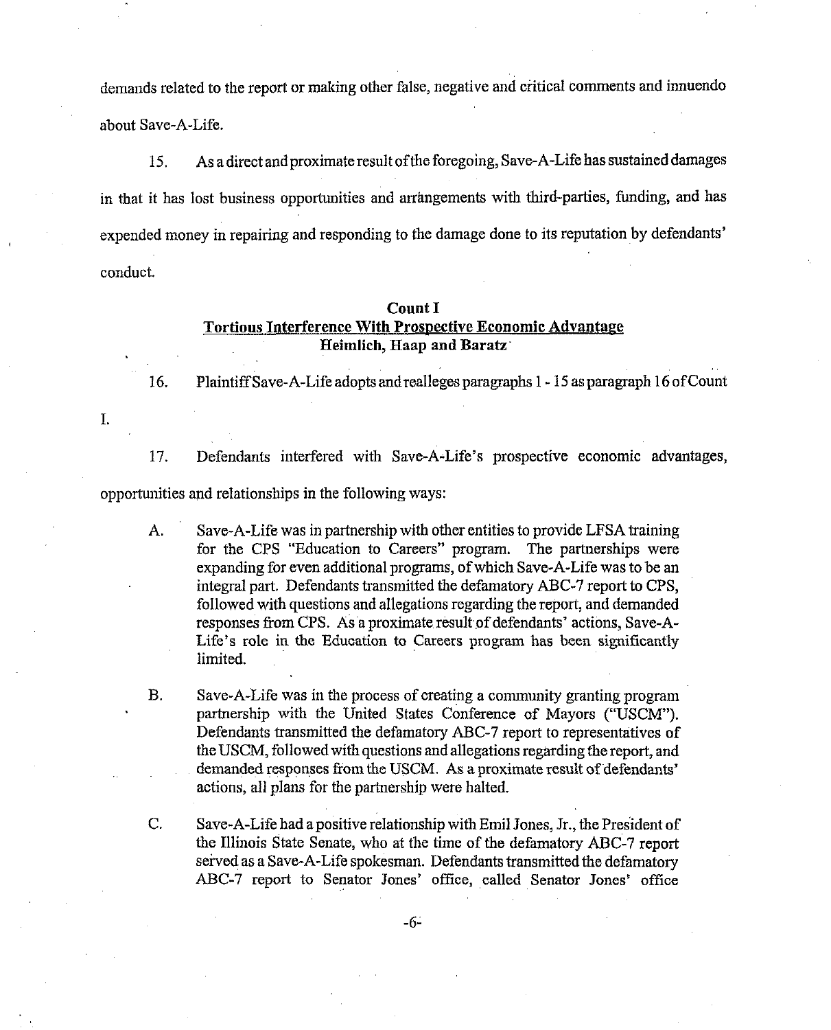demands related to the report or making other false, negative and critical comments and innuendo about Save-A-Life.

15. As a direct and proximate result of the foregoing, Save-A-Life has sustained damages in that it has lost business opportunities and arrangements with third-parties, funding, and has expended money in repairing and responding to the damage done to its reputation by defendants' conduct.

**Count I**
**Tortious Interference With Prospective Economic Advantage**
**Heimlich, Haap and Baratz**

16. Plaintiff Save-A-Life adopts and realleges paragraphs 1 - 15 as paragraph 16 of Count I.

17. Defendants interfered with Save-A-Life's prospective economic advantages, opportunities and relationships in the following ways:

A. Save-A-Life was in partnership with other entities to provide LFSA training for the CPS "Education to Careers" program. The partnerships were expanding for even additional programs, of which Save-A-Life was to be an integral part. Defendants transmitted the defamatory ABC-7 report to CPS, followed with questions and allegations regarding the report, and demanded responses from CPS. As a proximate result of defendants' actions, Save-A-Life's role in the Education to Careers program has been significantly limited.

B. Save-A-Life was in the process of creating a community granting program partnership with the United States Conference of Mayors ("USCM"). Defendants transmitted the defamatory ABC-7 report to representatives of the USCM, followed with questions and allegations regarding the report, and demanded responses from the USCM. As a proximate result of defendants' actions, all plans for the partnership were halted.

C. Save-A-Life had a positive relationship with Emil Jones, Jr., the President of the Illinois State Senate, who at the time of the defamatory ABC-7 report served as a Save-A-Life spokesman. Defendants transmitted the defamatory ABC-7 report to Senator Jones' office, called Senator Jones' office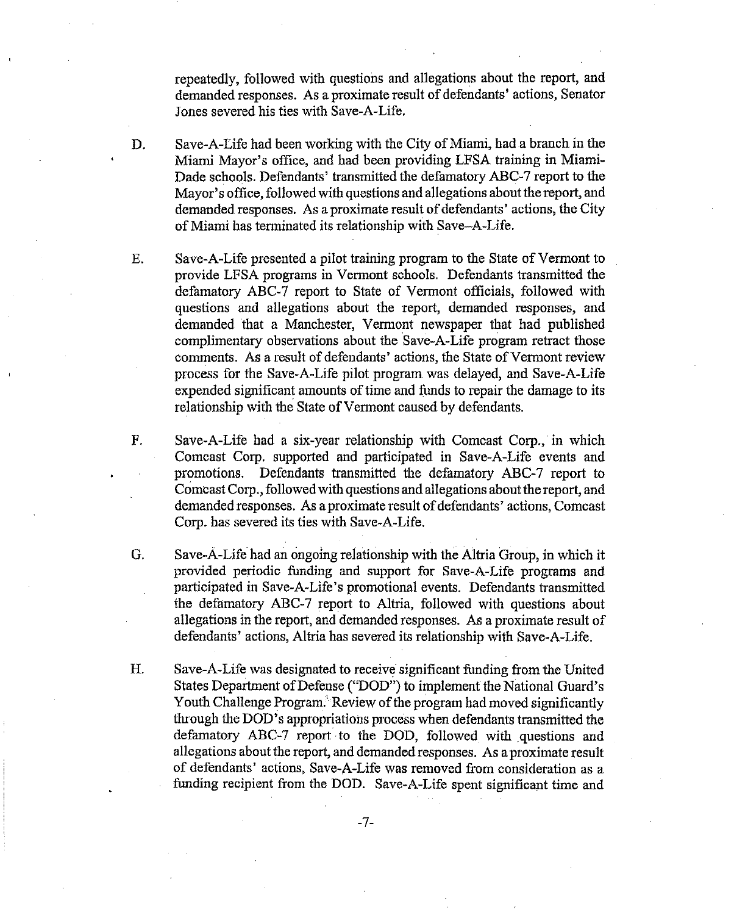repeatedly, followed with questions and allegations about the report, and demanded responses. As a proximate result of defendants' actions, Senator Jones severed his ties with Save-A-Life.

D. Save-A-Life had been working with the City of Miami, had a branch in the Miami Mayor's office, and had been providing LFSA training in Miami-Dade schools. Defendants' transmitted the defamatory ABC-7 report to the Mayor's office, followed with questions and allegations about the report, and demanded responses. As a proximate result of defendants' actions, the City of Miami has terminated its relationship with Save-A-Life.

E. Save-A-Life presented a pilot training program to the State of Vermont to provide LFSA programs in Vermont schools. Defendants transmitted the defamatory ABC-7 report to State of Vermont officials, followed with questions and allegations about the report, demanded responses, and demanded that a Manchester, Vermont newspaper that had published complimentary observations about the Save-A-Life program retract those comments. As a result of defendants' actions, the State of Vermont review process for the Save-A-Life pilot program was delayed, and Save-A-Life expended significant amounts of time and funds to repair the damage to its relationship with the State of Vermont caused by defendants.

F. Save-A-Life had a six-year relationship with Comcast Corp., in which Comcast Corp. supported and participated in Save-A-Life events and promotions. Defendants transmitted the defamatory ABC-7 report to Comcast Corp., followed with questions and allegations about the report, and demanded responses. As a proximate result of defendants' actions, Comcast Corp. has severed its ties with Save-A-Life.

G. Save-A-Life had an ongoing relationship with the Altria Group, in which it provided periodic funding and support for Save-A-Life programs and participated in Save-A-Life's promotional events. Defendants transmitted the defamatory ABC-7 report to Altria, followed with questions about allegations in the report, and demanded responses. As a proximate result of defendants' actions, Altria has severed its relationship with Save-A-Life.

H. Save-A-Life was designated to receive significant funding from the United States Department of Defense ("DOD") to implement the National Guard's Youth Challenge Program. Review of the program had moved significantly through the DOD's appropriations process when defendants transmitted the defamatory ABC-7 report to the DOD, followed with questions and allegations about the report, and demanded responses. As a proximate result of defendants' actions, Save-A-Life was removed from consideration as a funding recipient from the DOD. Save-A-Life spent significant time and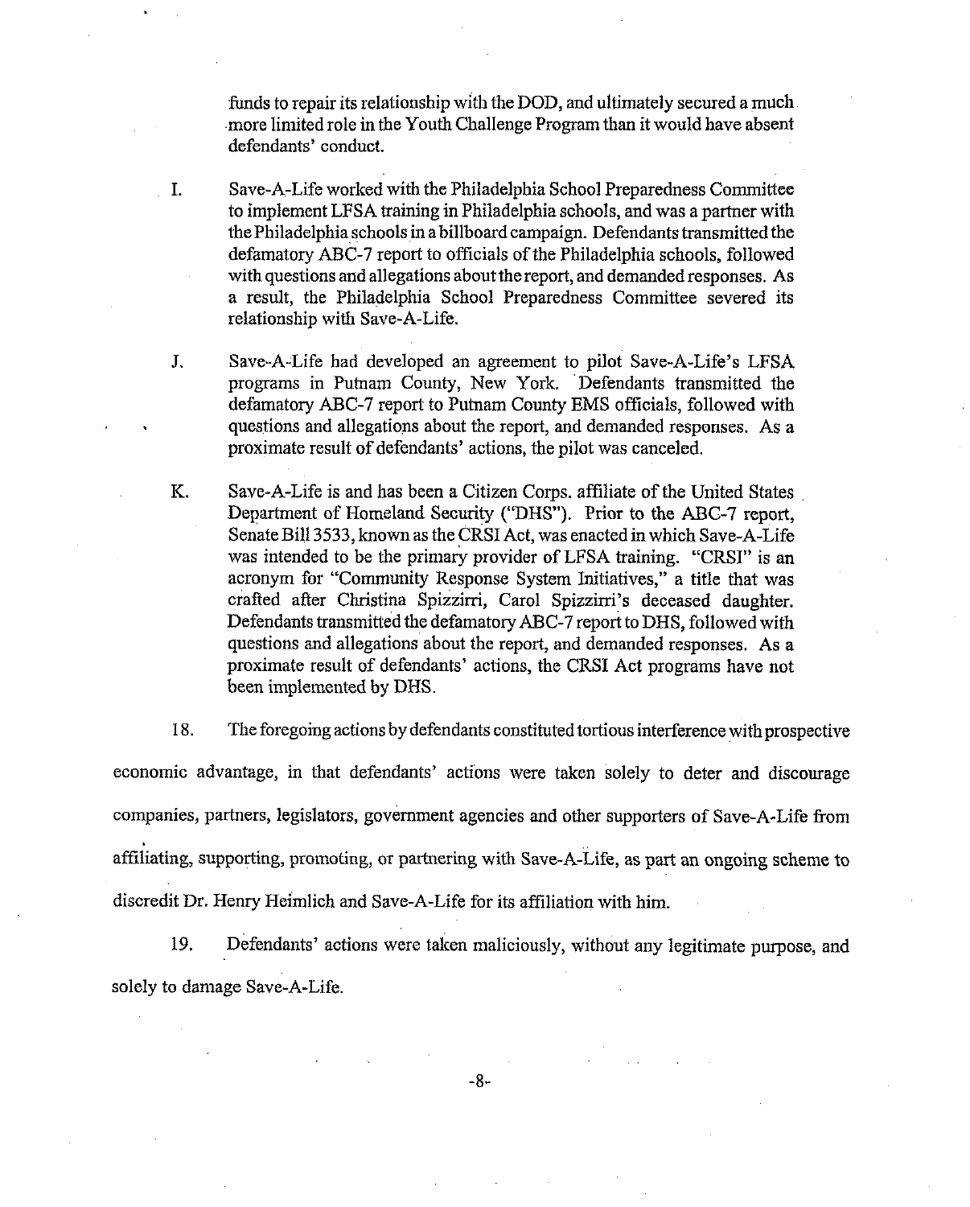funds to repair its relationship with the DOD, and ultimately secured a much more limited role in the Youth Challenge Program than it would have absent defendants' conduct.

I. Save-A-Life worked with the Philadelphia School Preparedness Committee to implement LFSA training in Philadelphia schools, and was a partner with the Philadelphia schools in a billboard campaign. Defendants transmitted the defamatory ABC-7 report to officials of the Philadelphia schools, followed with questions and allegations about the report, and demanded responses. As a result, the Philadelphia School Preparedness Committee severed its relationship with Save-A-Life.

J. Save-A-Life had developed an agreement to pilot Save-A-Life's LFSA programs in Putnam County, New York. Defendants transmitted the defamatory ABC-7 report to Putnam County EMS officials, followed with questions and allegations about the report, and demanded responses. As a proximate result of defendants' actions, the pilot was canceled.

K. Save-A-Life is and has been a Citizen Corps. affiliate of the United States Department of Homeland Security ("DHS"). Prior to the ABC-7 report, Senate Bill 3533, known as the CRSI Act, was enacted in which Save-A-Life was intended to be the primary provider of LFSA training. "CRSI" is an acronym for "Community Response System Initiatives," a title that was crafted after Christina Spizzirri, Carol Spizzirri's deceased daughter. Defendants transmitted the defamatory ABC-7 report to DHS, followed with questions and allegations about the report, and demanded responses. As a proximate result of defendants' actions, the CRSI Act programs have not been implemented by DHS.

18. The foregoing actions by defendants constituted tortious interference with prospective economic advantage, in that defendants' actions were taken solely to deter and discourage companies, partners, legislators, government agencies and other supporters of Save-A-Life from affiliating, supporting, promoting, or partnering with Save-A-Life, as part an ongoing scheme to discredit Dr. Henry Heimlich and Save-A-Life for its affiliation with him.

19. Defendants' actions were taken maliciously, without any legitimate purpose, and solely to damage Save-A-Life.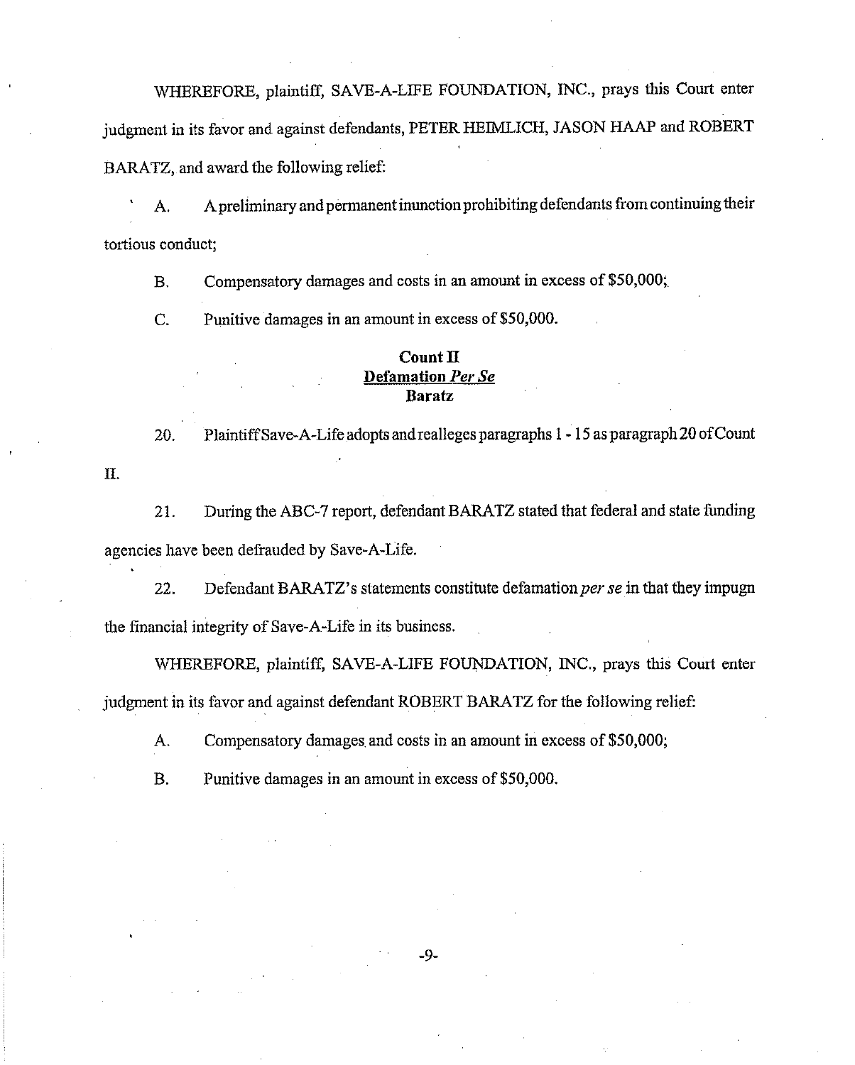WHEREFORE, plaintiff, SAVE-A-LIFE FOUNDATION, INC., prays this Court enter judgment in its favor and against defendants, PETER HEIMLICH, JASON HAAP and ROBERT BARATZ, and award the following relief:

A. A preliminary and permanent inunction prohibiting defendants from continuing their tortious conduct;

B. Compensatory damages and costs in an amount in excess of $50,000;

C. Punitive damages in an amount in excess of $50,000.

**Count II**
**<u>Defamation *Per Se*</u>**
**Baratz**

20. Plaintiff Save-A-Life adopts and realleges paragraphs 1 - 15 as paragraph 20 of Count II.

21. During the ABC-7 report, defendant BARATZ stated that federal and state funding agencies have been defrauded by Save-A-Life.

22. Defendant BARATZ's statements constitute defamation *per se* in that they impugn the financial integrity of Save-A-Life in its business.

WHEREFORE, plaintiff, SAVE-A-LIFE FOUNDATION, INC., prays this Court enter judgment in its favor and against defendant ROBERT BARATZ for the following relief:

A. Compensatory damages and costs in an amount in excess of $50,000;

B. Punitive damages in an amount in excess of $50,000.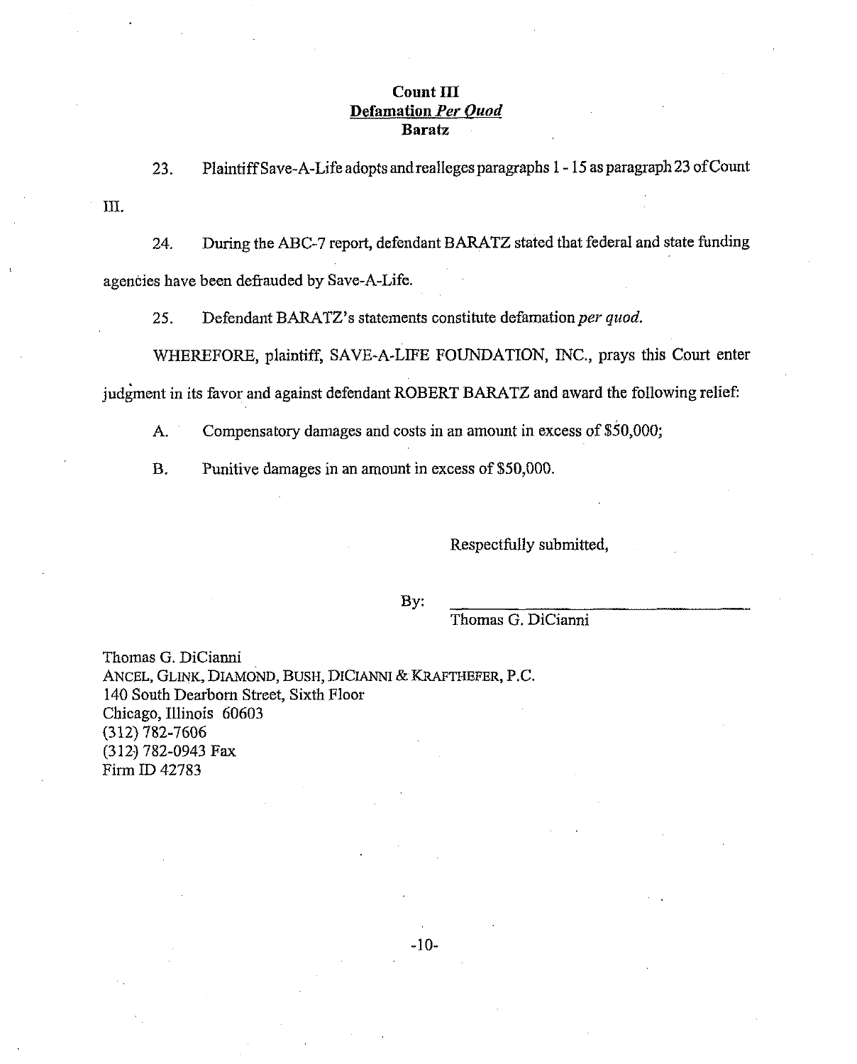**Count III**
**Defamation *Per Quod***
**Baratz**

23. Plaintiff Save-A-Life adopts and realleges paragraphs 1 - 15 as paragraph 23 of Count III.

24. During the ABC-7 report, defendant BARATZ stated that federal and state funding agencies have been defrauded by Save-A-Life.

25. Defendant BARATZ's statements constitute defamation *per quod*.

WHEREFORE, plaintiff, SAVE-A-LIFE FOUNDATION, INC., prays this Court enter judgment in its favor and against defendant ROBERT BARATZ and award the following relief:

A. Compensatory damages and costs in an amount in excess of $50,000;

B. Punitive damages in an amount in excess of $50,000.

Respectfully submitted,

By: ______________________________
Thomas G. DiCianni

Thomas G. DiCianni
ANCEL, GLINK, DIAMOND, BUSH, DICIANNI & KRAFTHEFER, P.C.
140 South Dearborn Street, Sixth Floor
Chicago, Illinois 60603
(312) 782-7606
(312) 782-0943 Fax
Firm ID 42783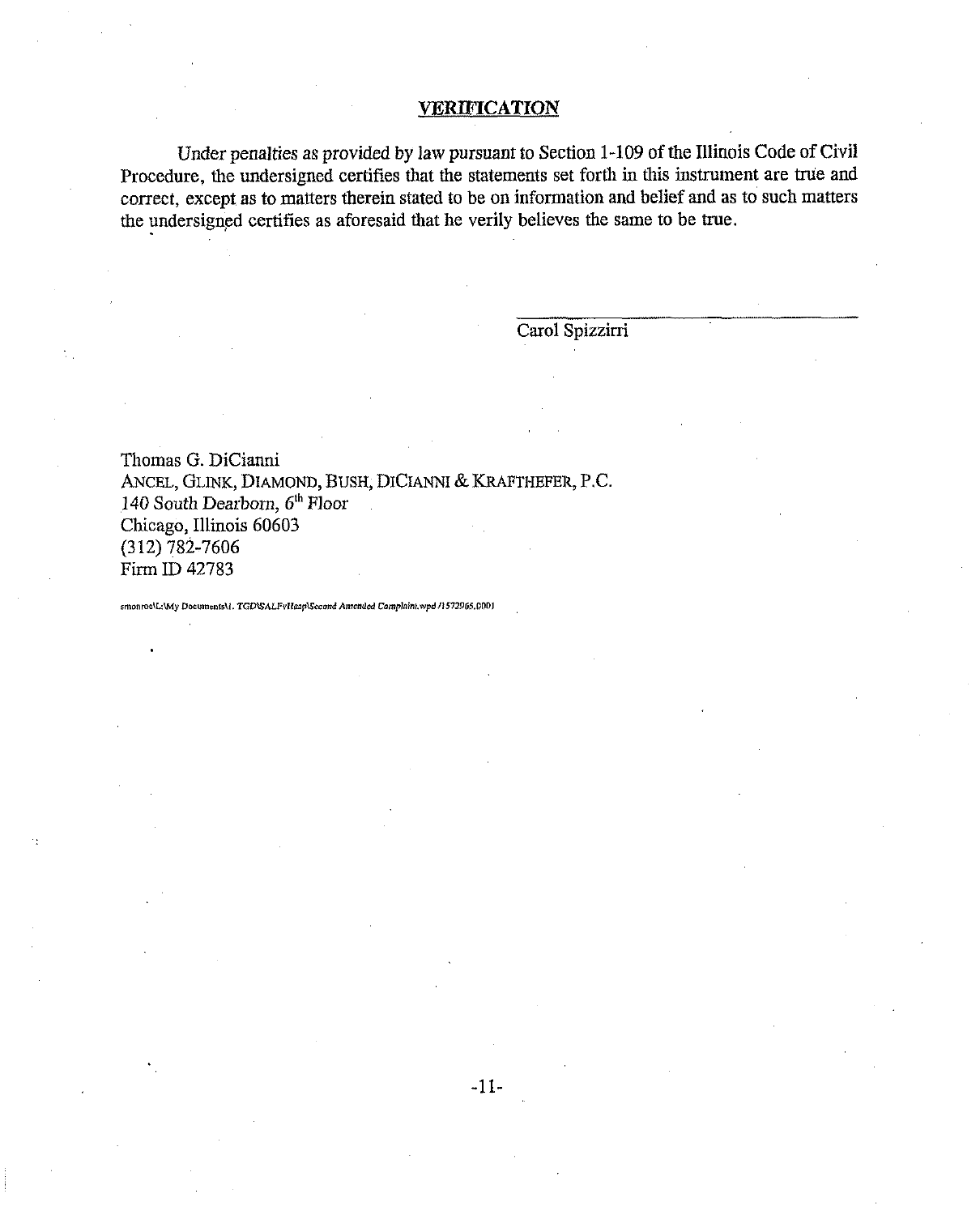## VERIFICATION

Under penalties as provided by law pursuant to Section 1-109 of the Illinois Code of Civil Procedure, the undersigned certifies that the statements set forth in this instrument are true and correct, except as to matters therein stated to be on information and belief and as to such matters the undersigned certifies as aforesaid that he verily believes the same to be true.

Carol Spizzirri

Thomas G. DiCianni
ANCEL, GLINK, DIAMOND, BUSH, DICIANNI & KRAFTHEFER, P.C.
140 South Dearborn, 6th Floor
Chicago, Illinois 60603
(312) 782-7606
Firm ID 42783

smonroe\L:\My Documents\1. TGD\SALFvHosp\Second Amended Complaint.wpd /1572965.0001